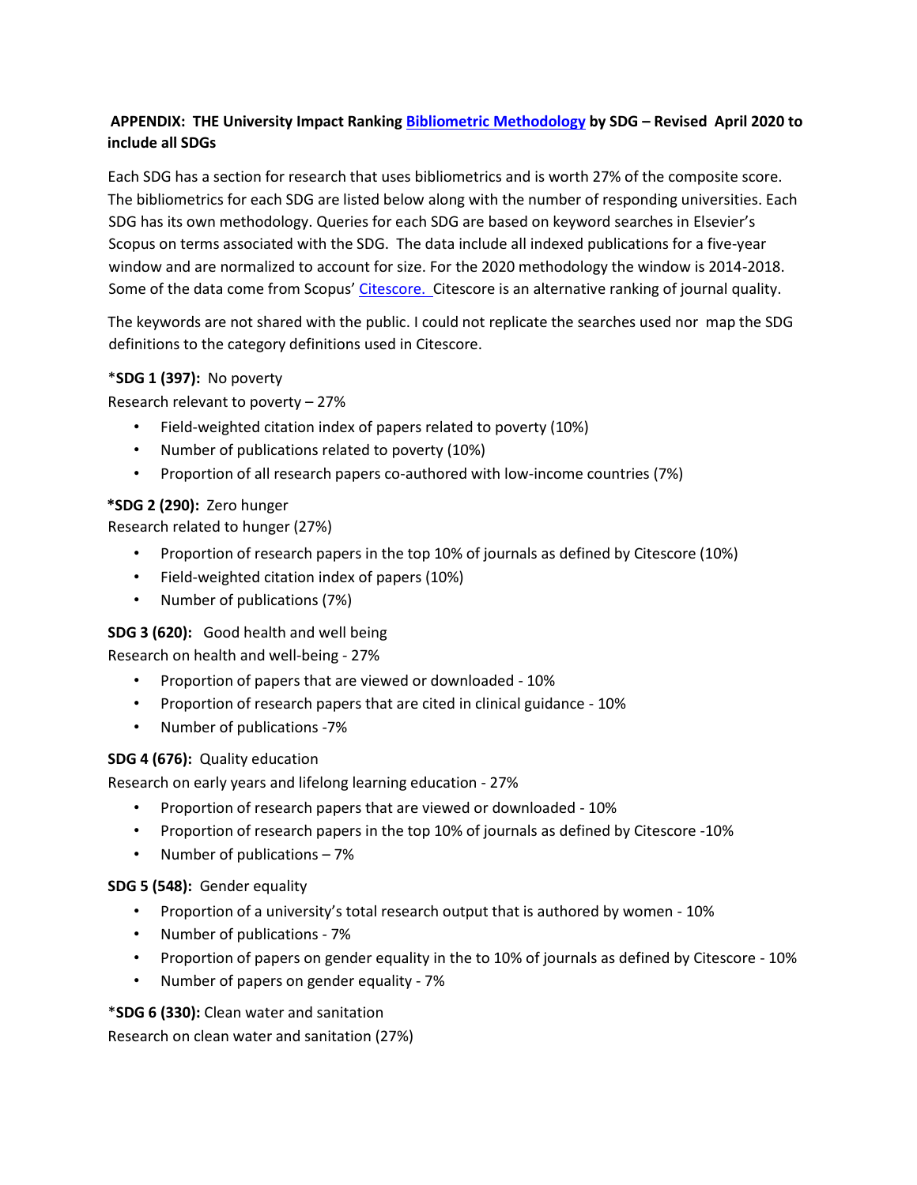**APPENDIX: THE University Impact Ranking [Bibliometric Methodology]() by SDG – Revised April 2020 to include all SDGs**

Each SDG has a section for research that uses bibliometrics and is worth 27% of the composite score. The bibliometrics for each SDG are listed below along with the number of responding universities. Each SDG has its own methodology. Queries for each SDG are based on keyword searches in Elsevier's Scopus on terms associated with the SDG. The data include all indexed publications for a five-year window and are normalized to account for size. For the 2020 methodology the window is 2014-2018. Some of the data come from Scopus' [Citescore.]() Citescore is an alternative ranking of journal quality.

The keywords are not shared with the public. I could not replicate the searches used nor map the SDG definitions to the category definitions used in Citescore.

*__SDG 1 (397):__ No poverty

Research relevant to poverty – 27%

- Field-weighted citation index of papers related to poverty (10%)
- Number of publications related to poverty (10%)
- Proportion of all research papers co-authored with low-income countries (7%)

**\*SDG 2 (290):** Zero hunger

Research related to hunger (27%)

- Proportion of research papers in the top 10% of journals as defined by Citescore (10%)
- Field-weighted citation index of papers (10%)
- Number of publications (7%)

**SDG 3 (620):** Good health and well being

Research on health and well-being - 27%

- Proportion of papers that are viewed or downloaded - 10%
- Proportion of research papers that are cited in clinical guidance - 10%
- Number of publications -7%

**SDG 4 (676):** Quality education

Research on early years and lifelong learning education - 27%

- Proportion of research papers that are viewed or downloaded - 10%
- Proportion of research papers in the top 10% of journals as defined by Citescore -10%
- Number of publications – 7%

**SDG 5 (548):** Gender equality

- Proportion of a university's total research output that is authored by women - 10%
- Number of publications - 7%
- Proportion of papers on gender equality in the to 10% of journals as defined by Citescore - 10%
- Number of papers on gender equality - 7%

*__SDG 6 (330):__ Clean water and sanitation

Research on clean water and sanitation (27%)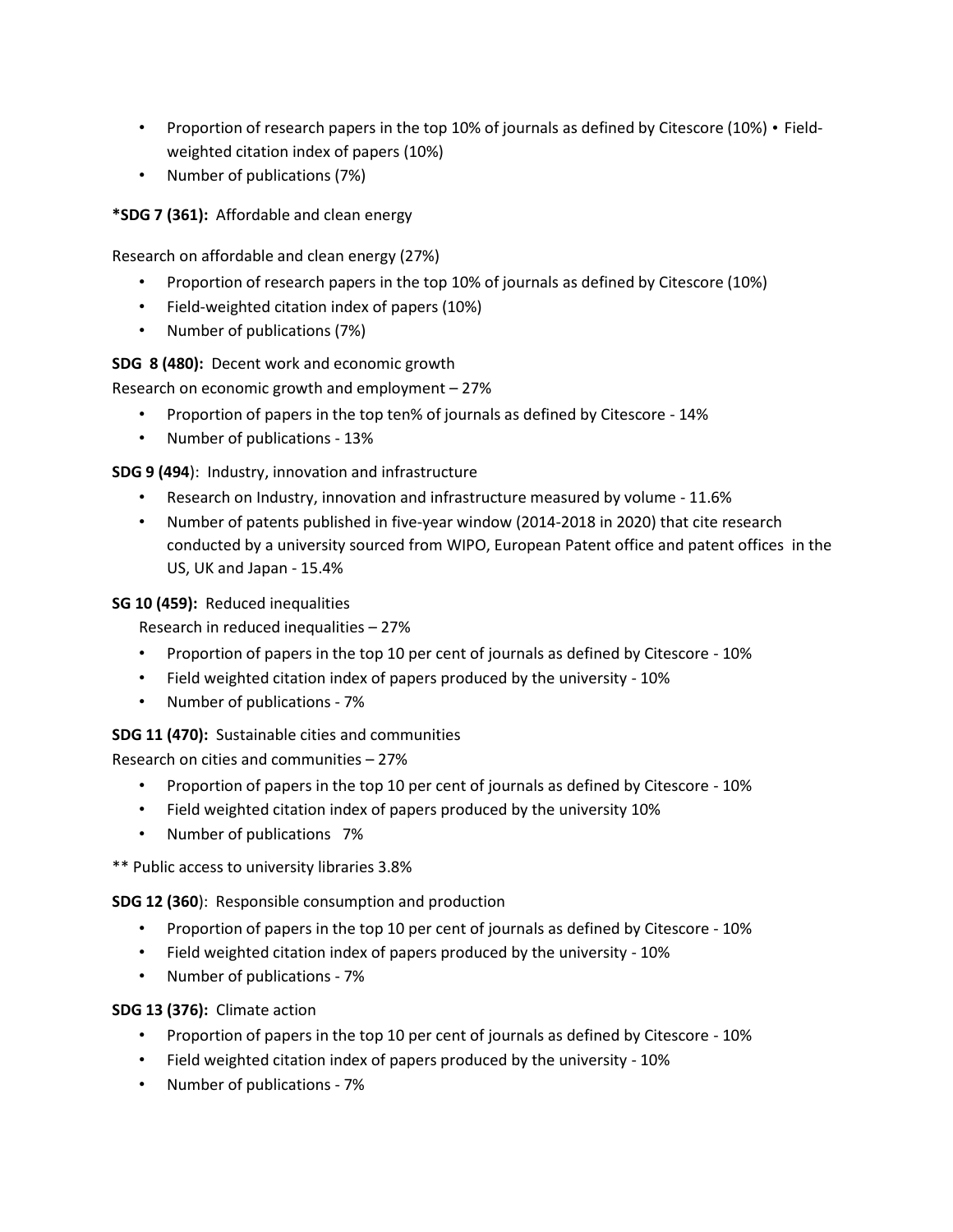- Proportion of research papers in the top 10% of journals as defined by Citescore (10%) • Field-weighted citation index of papers (10%)
- Number of publications (7%)

***SDG 7 (361):** Affordable and clean energy

Research on affordable and clean energy (27%)

- Proportion of research papers in the top 10% of journals as defined by Citescore (10%)
- Field-weighted citation index of papers (10%)
- Number of publications (7%)

**SDG 8 (480):** Decent work and economic growth

Research on economic growth and employment – 27%

- Proportion of papers in the top ten% of journals as defined by Citescore - 14%
- Number of publications - 13%

**SDG 9 (494**): Industry, innovation and infrastructure

- Research on Industry, innovation and infrastructure measured by volume - 11.6%
- Number of patents published in five-year window (2014-2018 in 2020) that cite research conducted by a university sourced from WIPO, European Patent office and patent offices in the US, UK and Japan - 15.4%

**SG 10 (459):** Reduced inequalities

Research in reduced inequalities – 27%

- Proportion of papers in the top 10 per cent of journals as defined by Citescore - 10%
- Field weighted citation index of papers produced by the university - 10%
- Number of publications - 7%

**SDG 11 (470):** Sustainable cities and communities

Research on cities and communities – 27%

- Proportion of papers in the top 10 per cent of journals as defined by Citescore - 10%
- Field weighted citation index of papers produced by the university 10%
- Number of publications 7%

** Public access to university libraries 3.8%

**SDG 12 (360**): Responsible consumption and production

- Proportion of papers in the top 10 per cent of journals as defined by Citescore - 10%
- Field weighted citation index of papers produced by the university - 10%
- Number of publications - 7%

**SDG 13 (376):** Climate action

- Proportion of papers in the top 10 per cent of journals as defined by Citescore - 10%
- Field weighted citation index of papers produced by the university - 10%
- Number of publications - 7%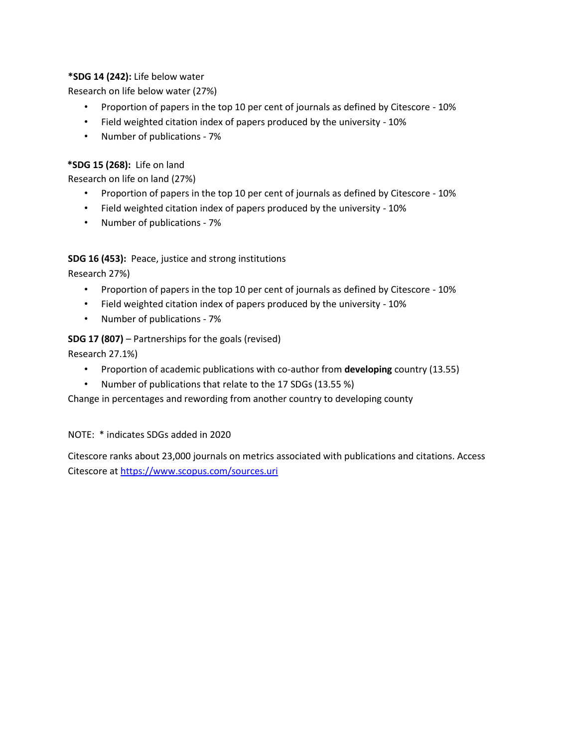**\*SDG 14 (242):** Life below water

Research on life below water (27%)

- Proportion of papers in the top 10 per cent of journals as defined by Citescore - 10%
- Field weighted citation index of papers produced by the university - 10%
- Number of publications - 7%

**\*SDG 15 (268):** Life on land

Research on life on land (27%)

- Proportion of papers in the top 10 per cent of journals as defined by Citescore - 10%
- Field weighted citation index of papers produced by the university - 10%
- Number of publications - 7%

**SDG 16 (453):** Peace, justice and strong institutions

Research 27%)

- Proportion of papers in the top 10 per cent of journals as defined by Citescore - 10%
- Field weighted citation index of papers produced by the university - 10%
- Number of publications - 7%

**SDG 17 (807)** – Partnerships for the goals (revised)

Research 27.1%)

- Proportion of academic publications with co-author from **developing** country (13.55)
- Number of publications that relate to the 17 SDGs (13.55 %)

Change in percentages and rewording from another country to developing county

NOTE: * indicates SDGs added in 2020

Citescore ranks about 23,000 journals on metrics associated with publications and citations. Access Citescore at [https://www.scopus.com/sources.uri](https://www.scopus.com/sources.uri)